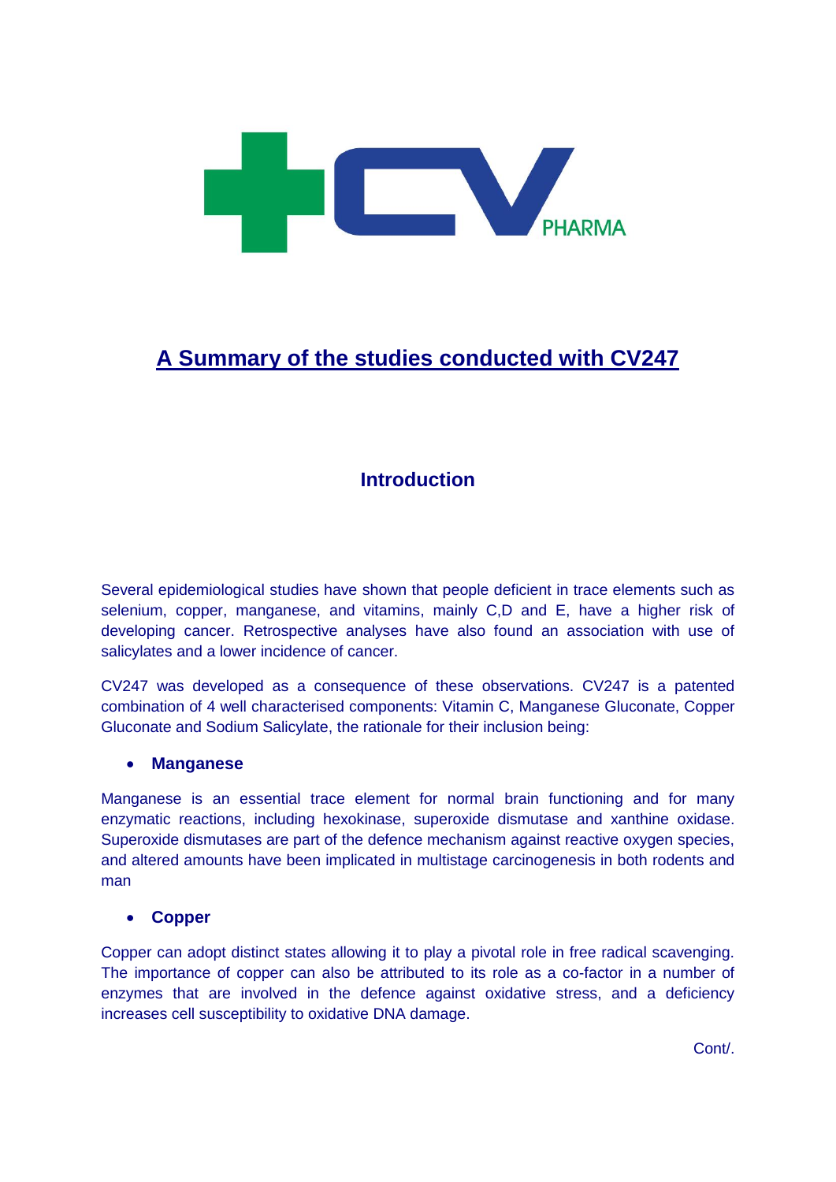# A Summary of the studies conducted with CV247

## Introduction

Several epidemiological studies have shown that people deficient in trace elements such as selenium, copper, manganese, and vitamins, mainly C,D and E, have a higher risk of developing cancer. Retrospective analyses have also found an association with use of salicylates and a lower incidence of cancer.

CV247 was developed as a consequence of these observations. CV247 is a patented combination of 4 well characterised components: Vitamin C, Manganese Gluconate, Copper Gluconate and Sodium Salicylate, the rationale for their inclusion being:

- **Manganese**

Manganese is an essential trace element for normal brain functioning and for many enzymatic reactions, including hexokinase, superoxide dismutase and xanthine oxidase. Superoxide dismutases are part of the defence mechanism against reactive oxygen species, and altered amounts have been implicated in multistage carcinogenesis in both rodents and man

- **Copper**

Copper can adopt distinct states allowing it to play a pivotal role in free radical scavenging. The importance of copper can also be attributed to its role as a co-factor in a number of enzymes that are involved in the defence against oxidative stress, and a deficiency increases cell susceptibility to oxidative DNA damage.

Cont/.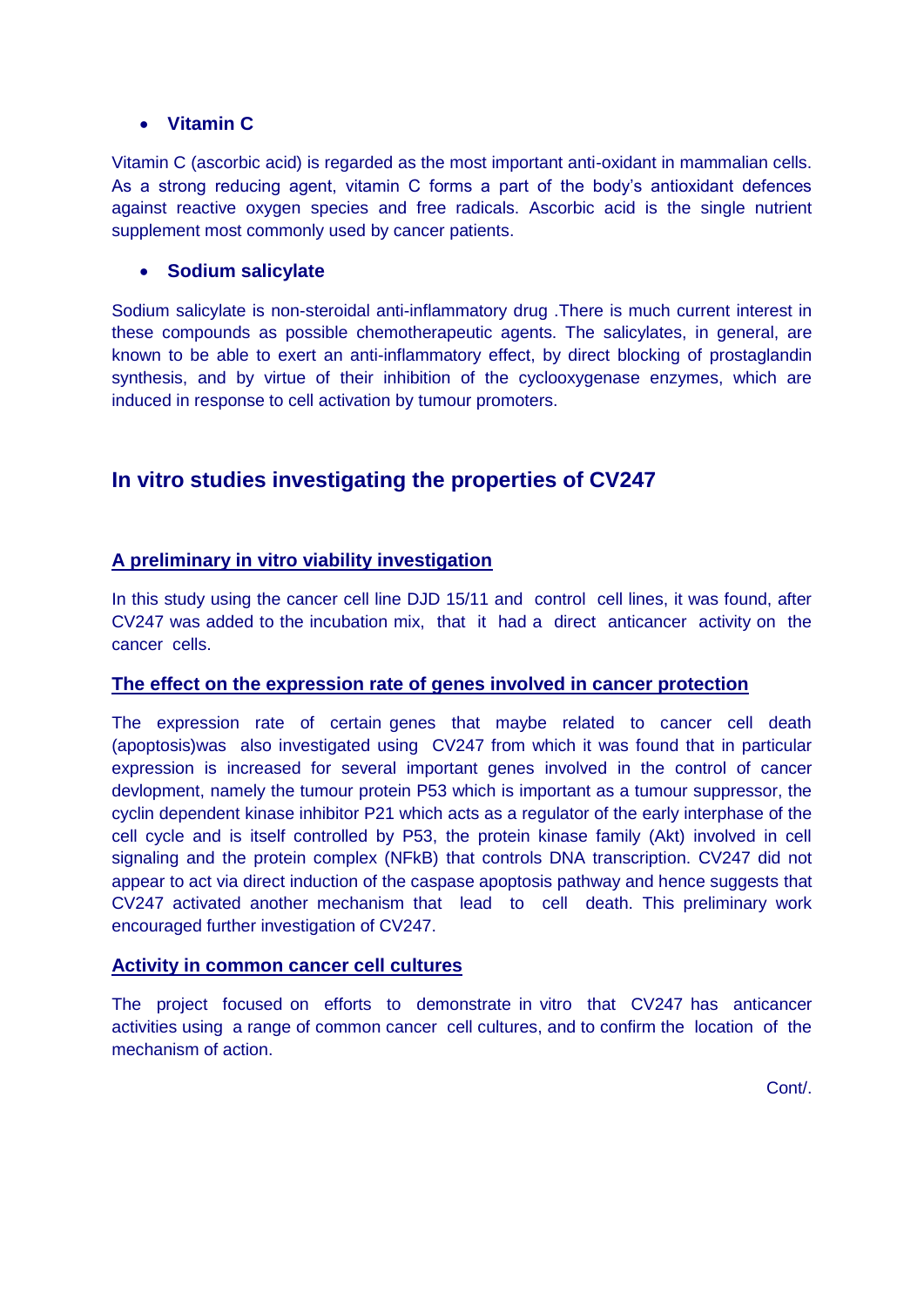- **Vitamin C**

Vitamin C (ascorbic acid) is regarded as the most important anti-oxidant in mammalian cells. As a strong reducing agent, vitamin C forms a part of the body's antioxidant defences against reactive oxygen species and free radicals. Ascorbic acid is the single nutrient supplement most commonly used by cancer patients.

- **Sodium salicylate**

Sodium salicylate is non-steroidal anti-inflammatory drug .There is much current interest in these compounds as possible chemotherapeutic agents. The salicylates, in general, are known to be able to exert an anti-inflammatory effect, by direct blocking of prostaglandin synthesis, and by virtue of their inhibition of the cyclooxygenase enzymes, which are induced in response to cell activation by tumour promoters.

## In vitro studies investigating the properties of CV247

### A preliminary in vitro viability investigation

In this study using the cancer cell line DJD 15/11 and control cell lines, it was found, after CV247 was added to the incubation mix, that it had a direct anticancer activity on the cancer cells.

### The effect on the expression rate of genes involved in cancer protection

The expression rate of certain genes that maybe related to cancer cell death (apoptosis)was also investigated using CV247 from which it was found that in particular expression is increased for several important genes involved in the control of cancer devlopment, namely the tumour protein P53 which is important as a tumour suppressor, the cyclin dependent kinase inhibitor P21 which acts as a regulator of the early interphase of the cell cycle and is itself controlled by P53, the protein kinase family (Akt) involved in cell signaling and the protein complex (NFkB) that controls DNA transcription. CV247 did not appear to act via direct induction of the caspase apoptosis pathway and hence suggests that CV247 activated another mechanism that lead to cell death. This preliminary work encouraged further investigation of CV247.

### Activity in common cancer cell cultures

The project focused on efforts to demonstrate in vitro that CV247 has anticancer activities using a range of common cancer cell cultures, and to confirm the location of the mechanism of action.

Cont/.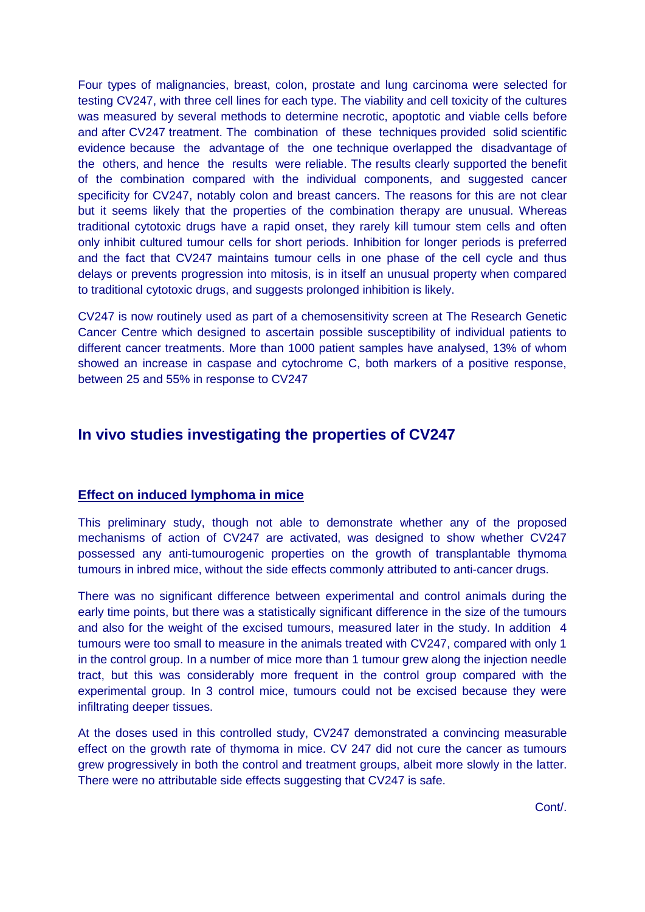Four types of malignancies, breast, colon, prostate and lung carcinoma were selected for testing CV247, with three cell lines for each type. The viability and cell toxicity of the cultures was measured by several methods to determine necrotic, apoptotic and viable cells before and after CV247 treatment. The combination of these techniques provided solid scientific evidence because the advantage of the one technique overlapped the disadvantage of the others, and hence the results were reliable. The results clearly supported the benefit of the combination compared with the individual components, and suggested cancer specificity for CV247, notably colon and breast cancers. The reasons for this are not clear but it seems likely that the properties of the combination therapy are unusual. Whereas traditional cytotoxic drugs have a rapid onset, they rarely kill tumour stem cells and often only inhibit cultured tumour cells for short periods. Inhibition for longer periods is preferred and the fact that CV247 maintains tumour cells in one phase of the cell cycle and thus delays or prevents progression into mitosis, is in itself an unusual property when compared to traditional cytotoxic drugs, and suggests prolonged inhibition is likely.

CV247 is now routinely used as part of a chemosensitivity screen at The Research Genetic Cancer Centre which designed to ascertain possible susceptibility of individual patients to different cancer treatments. More than 1000 patient samples have analysed, 13% of whom showed an increase in caspase and cytochrome C, both markers of a positive response, between 25 and 55% in response to CV247

## In vivo studies investigating the properties of CV247

### Effect on induced lymphoma in mice

This preliminary study, though not able to demonstrate whether any of the proposed mechanisms of action of CV247 are activated, was designed to show whether CV247 possessed any anti-tumourogenic properties on the growth of transplantable thymoma tumours in inbred mice, without the side effects commonly attributed to anti-cancer drugs.

There was no significant difference between experimental and control animals during the early time points, but there was a statistically significant difference in the size of the tumours and also for the weight of the excised tumours, measured later in the study. In addition 4 tumours were too small to measure in the animals treated with CV247, compared with only 1 in the control group. In a number of mice more than 1 tumour grew along the injection needle tract, but this was considerably more frequent in the control group compared with the experimental group. In 3 control mice, tumours could not be excised because they were infiltrating deeper tissues.

At the doses used in this controlled study, CV247 demonstrated a convincing measurable effect on the growth rate of thymoma in mice. CV 247 did not cure the cancer as tumours grew progressively in both the control and treatment groups, albeit more slowly in the latter. There were no attributable side effects suggesting that CV247 is safe.

Cont/.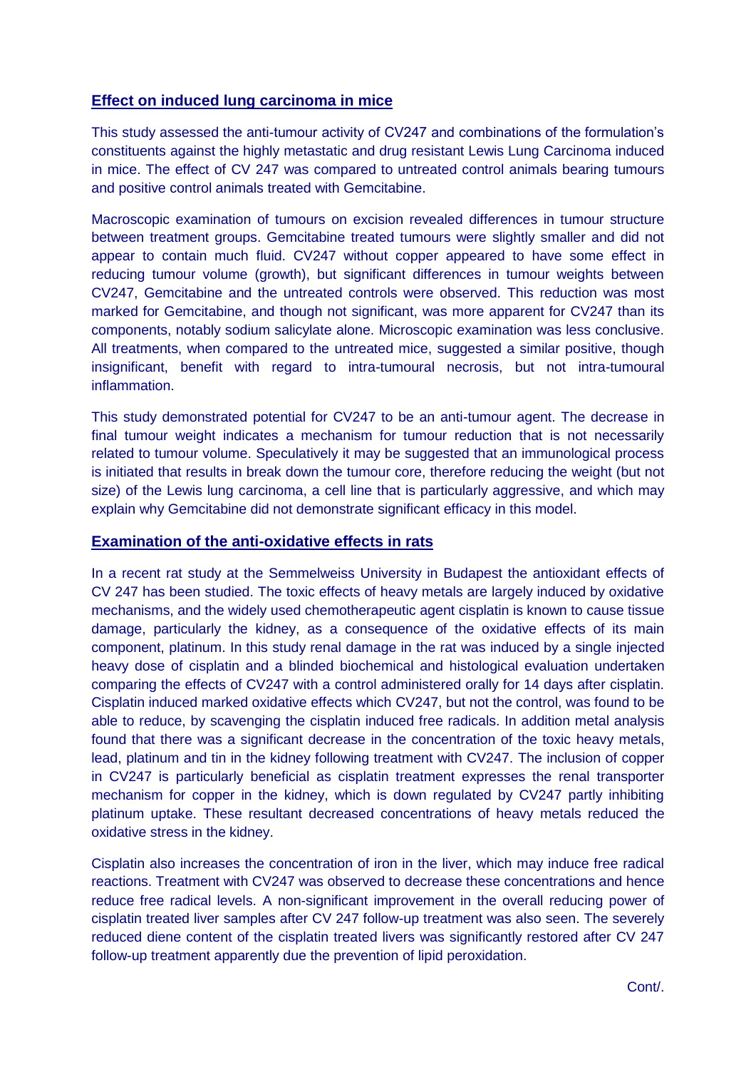## Effect on induced lung carcinoma in mice

This study assessed the anti-tumour activity of CV247 and combinations of the formulation's constituents against the highly metastatic and drug resistant Lewis Lung Carcinoma induced in mice. The effect of CV 247 was compared to untreated control animals bearing tumours and positive control animals treated with Gemcitabine.

Macroscopic examination of tumours on excision revealed differences in tumour structure between treatment groups. Gemcitabine treated tumours were slightly smaller and did not appear to contain much fluid. CV247 without copper appeared to have some effect in reducing tumour volume (growth), but significant differences in tumour weights between CV247, Gemcitabine and the untreated controls were observed. This reduction was most marked for Gemcitabine, and though not significant, was more apparent for CV247 than its components, notably sodium salicylate alone. Microscopic examination was less conclusive. All treatments, when compared to the untreated mice, suggested a similar positive, though insignificant, benefit with regard to intra-tumoural necrosis, but not intra-tumoural inflammation.

This study demonstrated potential for CV247 to be an anti-tumour agent. The decrease in final tumour weight indicates a mechanism for tumour reduction that is not necessarily related to tumour volume. Speculatively it may be suggested that an immunological process is initiated that results in break down the tumour core, therefore reducing the weight (but not size) of the Lewis lung carcinoma, a cell line that is particularly aggressive, and which may explain why Gemcitabine did not demonstrate significant efficacy in this model.

## Examination of the anti-oxidative effects in rats

In a recent rat study at the Semmelweiss University in Budapest the antioxidant effects of CV 247 has been studied. The toxic effects of heavy metals are largely induced by oxidative mechanisms, and the widely used chemotherapeutic agent cisplatin is known to cause tissue damage, particularly the kidney, as a consequence of the oxidative effects of its main component, platinum. In this study renal damage in the rat was induced by a single injected heavy dose of cisplatin and a blinded biochemical and histological evaluation undertaken comparing the effects of CV247 with a control administered orally for 14 days after cisplatin. Cisplatin induced marked oxidative effects which CV247, but not the control, was found to be able to reduce, by scavenging the cisplatin induced free radicals. In addition metal analysis found that there was a significant decrease in the concentration of the toxic heavy metals, lead, platinum and tin in the kidney following treatment with CV247. The inclusion of copper in CV247 is particularly beneficial as cisplatin treatment expresses the renal transporter mechanism for copper in the kidney, which is down regulated by CV247 partly inhibiting platinum uptake. These resultant decreased concentrations of heavy metals reduced the oxidative stress in the kidney.

Cisplatin also increases the concentration of iron in the liver, which may induce free radical reactions. Treatment with CV247 was observed to decrease these concentrations and hence reduce free radical levels. A non-significant improvement in the overall reducing power of cisplatin treated liver samples after CV 247 follow-up treatment was also seen. The severely reduced diene content of the cisplatin treated livers was significantly restored after CV 247 follow-up treatment apparently due the prevention of lipid peroxidation.

Cont/.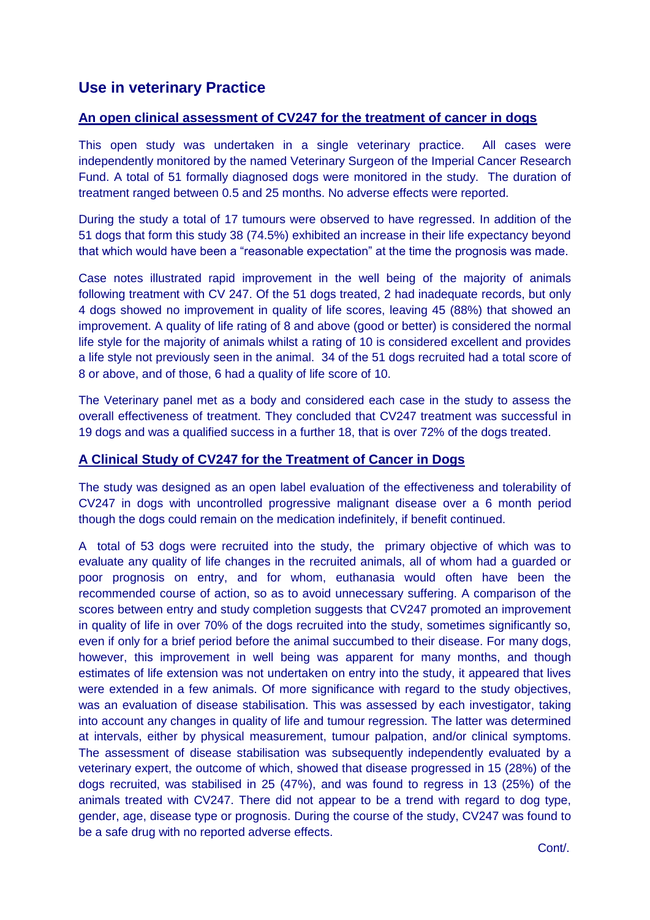## Use in veterinary Practice

### An open clinical assessment of CV247 for the treatment of cancer in dogs

This open study was undertaken in a single veterinary practice. All cases were independently monitored by the named Veterinary Surgeon of the Imperial Cancer Research Fund. A total of 51 formally diagnosed dogs were monitored in the study. The duration of treatment ranged between 0.5 and 25 months. No adverse effects were reported.

During the study a total of 17 tumours were observed to have regressed. In addition of the 51 dogs that form this study 38 (74.5%) exhibited an increase in their life expectancy beyond that which would have been a "reasonable expectation" at the time the prognosis was made.

Case notes illustrated rapid improvement in the well being of the majority of animals following treatment with CV 247. Of the 51 dogs treated, 2 had inadequate records, but only 4 dogs showed no improvement in quality of life scores, leaving 45 (88%) that showed an improvement. A quality of life rating of 8 and above (good or better) is considered the normal life style for the majority of animals whilst a rating of 10 is considered excellent and provides a life style not previously seen in the animal. 34 of the 51 dogs recruited had a total score of 8 or above, and of those, 6 had a quality of life score of 10.

The Veterinary panel met as a body and considered each case in the study to assess the overall effectiveness of treatment. They concluded that CV247 treatment was successful in 19 dogs and was a qualified success in a further 18, that is over 72% of the dogs treated.

### A Clinical Study of CV247 for the Treatment of Cancer in Dogs

The study was designed as an open label evaluation of the effectiveness and tolerability of CV247 in dogs with uncontrolled progressive malignant disease over a 6 month period though the dogs could remain on the medication indefinitely, if benefit continued.

A total of 53 dogs were recruited into the study, the primary objective of which was to evaluate any quality of life changes in the recruited animals, all of whom had a guarded or poor prognosis on entry, and for whom, euthanasia would often have been the recommended course of action, so as to avoid unnecessary suffering. A comparison of the scores between entry and study completion suggests that CV247 promoted an improvement in quality of life in over 70% of the dogs recruited into the study, sometimes significantly so, even if only for a brief period before the animal succumbed to their disease. For many dogs, however, this improvement in well being was apparent for many months, and though estimates of life extension was not undertaken on entry into the study, it appeared that lives were extended in a few animals. Of more significance with regard to the study objectives, was an evaluation of disease stabilisation. This was assessed by each investigator, taking into account any changes in quality of life and tumour regression. The latter was determined at intervals, either by physical measurement, tumour palpation, and/or clinical symptoms. The assessment of disease stabilisation was subsequently independently evaluated by a veterinary expert, the outcome of which, showed that disease progressed in 15 (28%) of the dogs recruited, was stabilised in 25 (47%), and was found to regress in 13 (25%) of the animals treated with CV247. There did not appear to be a trend with regard to dog type, gender, age, disease type or prognosis. During the course of the study, CV247 was found to be a safe drug with no reported adverse effects.

Cont/.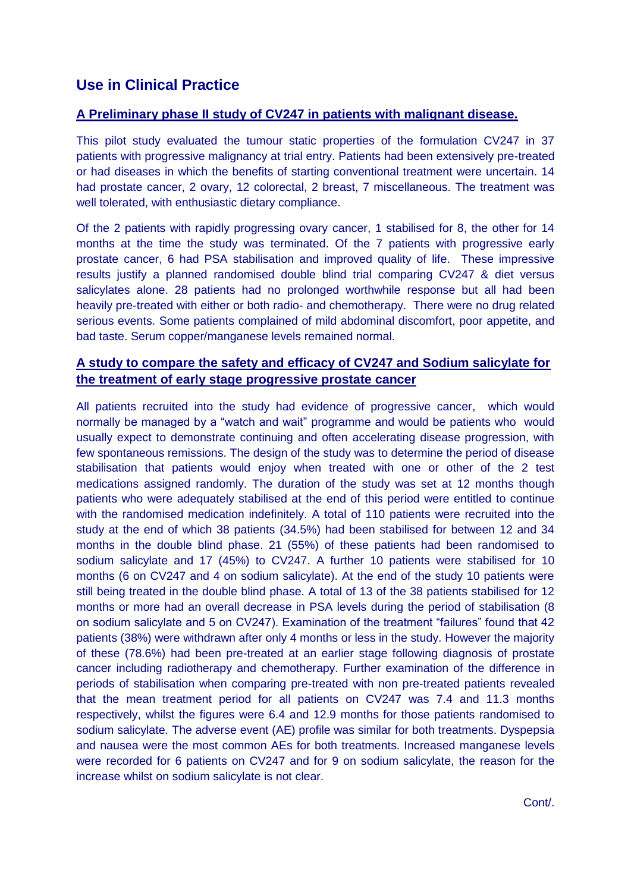## Use in Clinical Practice

### A Preliminary phase II study of CV247 in patients with malignant disease.

This pilot study evaluated the tumour static properties of the formulation CV247 in 37 patients with progressive malignancy at trial entry. Patients had been extensively pre-treated or had diseases in which the benefits of starting conventional treatment were uncertain. 14 had prostate cancer, 2 ovary, 12 colorectal, 2 breast, 7 miscellaneous. The treatment was well tolerated, with enthusiastic dietary compliance.

Of the 2 patients with rapidly progressing ovary cancer, 1 stabilised for 8, the other for 14 months at the time the study was terminated. Of the 7 patients with progressive early prostate cancer, 6 had PSA stabilisation and improved quality of life. These impressive results justify a planned randomised double blind trial comparing CV247 & diet versus salicylates alone. 28 patients had no prolonged worthwhile response but all had been heavily pre-treated with either or both radio- and chemotherapy. There were no drug related serious events. Some patients complained of mild abdominal discomfort, poor appetite, and bad taste. Serum copper/manganese levels remained normal.

### A study to compare the safety and efficacy of CV247 and Sodium salicylate for the treatment of early stage progressive prostate cancer

All patients recruited into the study had evidence of progressive cancer, which would normally be managed by a "watch and wait" programme and would be patients who would usually expect to demonstrate continuing and often accelerating disease progression, with few spontaneous remissions. The design of the study was to determine the period of disease stabilisation that patients would enjoy when treated with one or other of the 2 test medications assigned randomly. The duration of the study was set at 12 months though patients who were adequately stabilised at the end of this period were entitled to continue with the randomised medication indefinitely. A total of 110 patients were recruited into the study at the end of which 38 patients (34.5%) had been stabilised for between 12 and 34 months in the double blind phase. 21 (55%) of these patients had been randomised to sodium salicylate and 17 (45%) to CV247. A further 10 patients were stabilised for 10 months (6 on CV247 and 4 on sodium salicylate). At the end of the study 10 patients were still being treated in the double blind phase. A total of 13 of the 38 patients stabilised for 12 months or more had an overall decrease in PSA levels during the period of stabilisation (8 on sodium salicylate and 5 on CV247). Examination of the treatment "failures" found that 42 patients (38%) were withdrawn after only 4 months or less in the study. However the majority of these (78.6%) had been pre-treated at an earlier stage following diagnosis of prostate cancer including radiotherapy and chemotherapy. Further examination of the difference in periods of stabilisation when comparing pre-treated with non pre-treated patients revealed that the mean treatment period for all patients on CV247 was 7.4 and 11.3 months respectively, whilst the figures were 6.4 and 12.9 months for those patients randomised to sodium salicylate. The adverse event (AE) profile was similar for both treatments. Dyspepsia and nausea were the most common AEs for both treatments. Increased manganese levels were recorded for 6 patients on CV247 and for 9 on sodium salicylate, the reason for the increase whilst on sodium salicylate is not clear.

Cont/.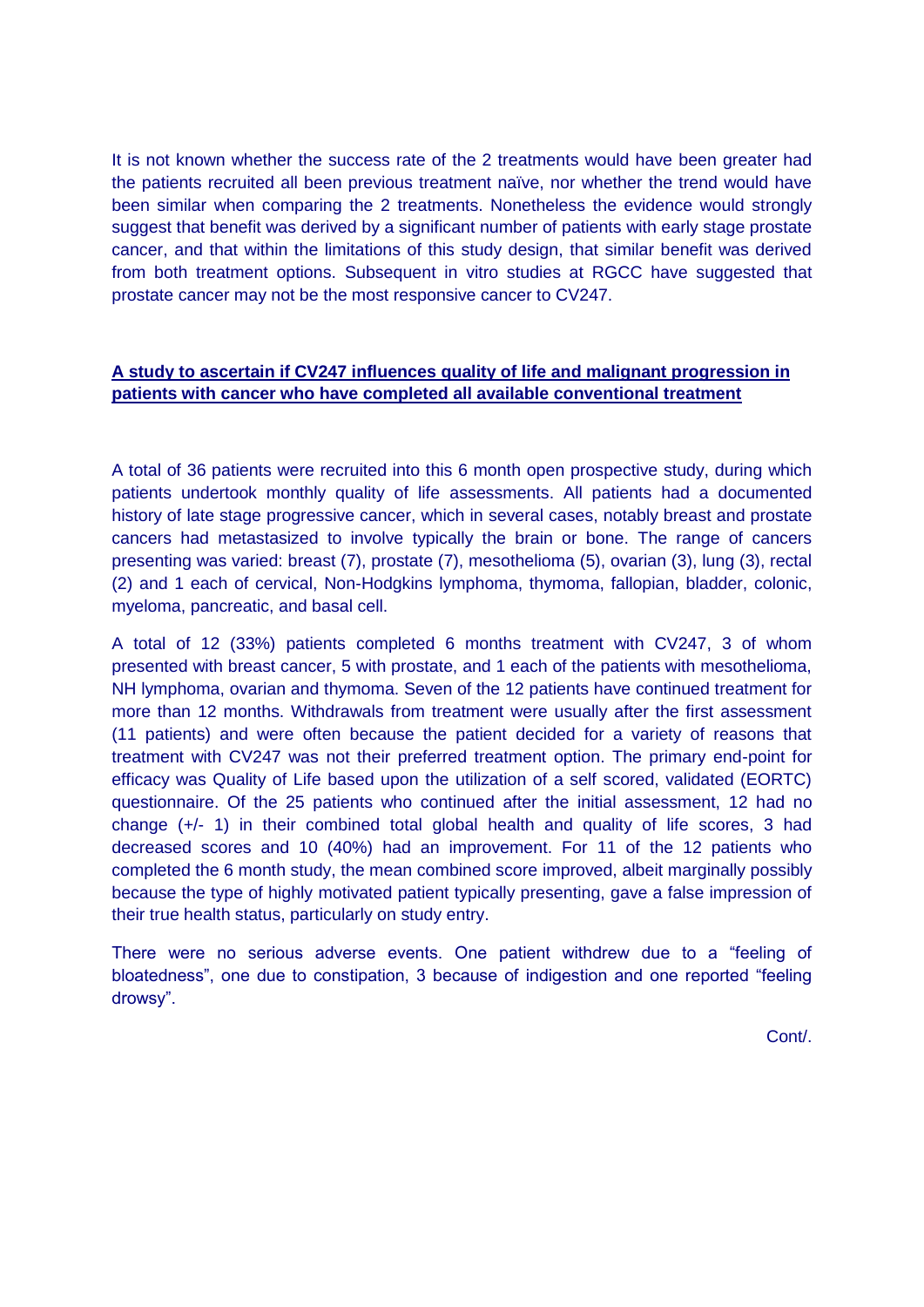It is not known whether the success rate of the 2 treatments would have been greater had the patients recruited all been previous treatment naïve, nor whether the trend would have been similar when comparing the 2 treatments. Nonetheless the evidence would strongly suggest that benefit was derived by a significant number of patients with early stage prostate cancer, and that within the limitations of this study design, that similar benefit was derived from both treatment options. Subsequent in vitro studies at RGCC have suggested that prostate cancer may not be the most responsive cancer to CV247.

## A study to ascertain if CV247 influences quality of life and malignant progression in patients with cancer who have completed all available conventional treatment

A total of 36 patients were recruited into this 6 month open prospective study, during which patients undertook monthly quality of life assessments. All patients had a documented history of late stage progressive cancer, which in several cases, notably breast and prostate cancers had metastasized to involve typically the brain or bone. The range of cancers presenting was varied: breast (7), prostate (7), mesothelioma (5), ovarian (3), lung (3), rectal (2) and 1 each of cervical, Non-Hodgkins lymphoma, thymoma, fallopian, bladder, colonic, myeloma, pancreatic, and basal cell.

A total of 12 (33%) patients completed 6 months treatment with CV247, 3 of whom presented with breast cancer, 5 with prostate, and 1 each of the patients with mesothelioma, NH lymphoma, ovarian and thymoma. Seven of the 12 patients have continued treatment for more than 12 months. Withdrawals from treatment were usually after the first assessment (11 patients) and were often because the patient decided for a variety of reasons that treatment with CV247 was not their preferred treatment option. The primary end-point for efficacy was Quality of Life based upon the utilization of a self scored, validated (EORTC) questionnaire. Of the 25 patients who continued after the initial assessment, 12 had no change (+/- 1) in their combined total global health and quality of life scores, 3 had decreased scores and 10 (40%) had an improvement. For 11 of the 12 patients who completed the 6 month study, the mean combined score improved, albeit marginally possibly because the type of highly motivated patient typically presenting, gave a false impression of their true health status, particularly on study entry.

There were no serious adverse events. One patient withdrew due to a "feeling of bloatedness", one due to constipation, 3 because of indigestion and one reported "feeling drowsy".

Cont/.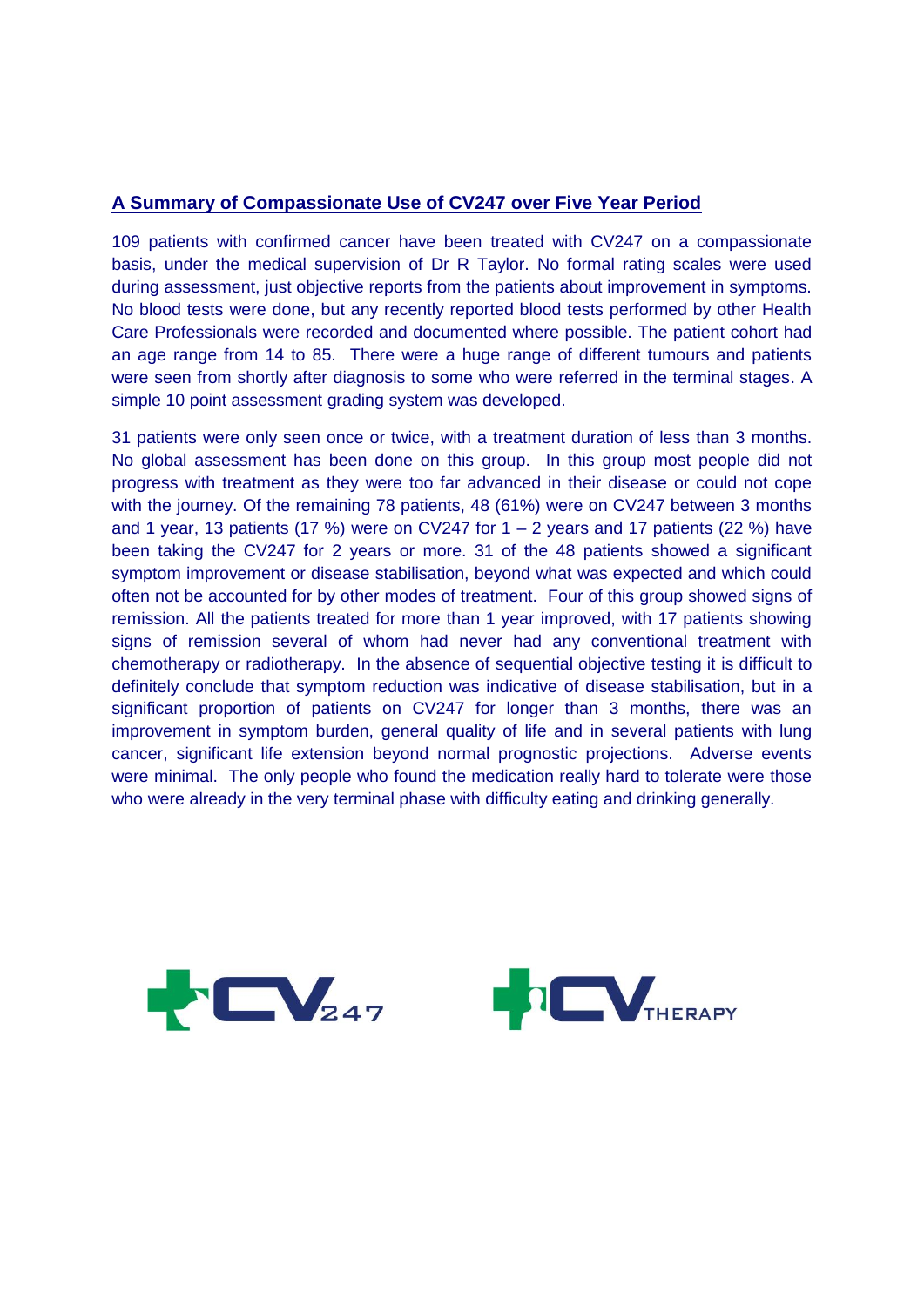## A Summary of Compassionate Use of CV247 over Five Year Period

109 patients with confirmed cancer have been treated with CV247 on a compassionate basis, under the medical supervision of Dr R Taylor. No formal rating scales were used during assessment, just objective reports from the patients about improvement in symptoms. No blood tests were done, but any recently reported blood tests performed by other Health Care Professionals were recorded and documented where possible. The patient cohort had an age range from 14 to 85. There were a huge range of different tumours and patients were seen from shortly after diagnosis to some who were referred in the terminal stages. A simple 10 point assessment grading system was developed.

31 patients were only seen once or twice, with a treatment duration of less than 3 months. No global assessment has been done on this group. In this group most people did not progress with treatment as they were too far advanced in their disease or could not cope with the journey. Of the remaining 78 patients, 48 (61%) were on CV247 between 3 months and 1 year, 13 patients (17 %) were on CV247 for 1 – 2 years and 17 patients (22 %) have been taking the CV247 for 2 years or more. 31 of the 48 patients showed a significant symptom improvement or disease stabilisation, beyond what was expected and which could often not be accounted for by other modes of treatment. Four of this group showed signs of remission. All the patients treated for more than 1 year improved, with 17 patients showing signs of remission several of whom had never had any conventional treatment with chemotherapy or radiotherapy. In the absence of sequential objective testing it is difficult to definitely conclude that symptom reduction was indicative of disease stabilisation, but in a significant proportion of patients on CV247 for longer than 3 months, there was an improvement in symptom burden, general quality of life and in several patients with lung cancer, significant life extension beyond normal prognostic projections. Adverse events were minimal. The only people who found the medication really hard to tolerate were those who were already in the very terminal phase with difficulty eating and drinking generally.

CV247 CV THERAPY